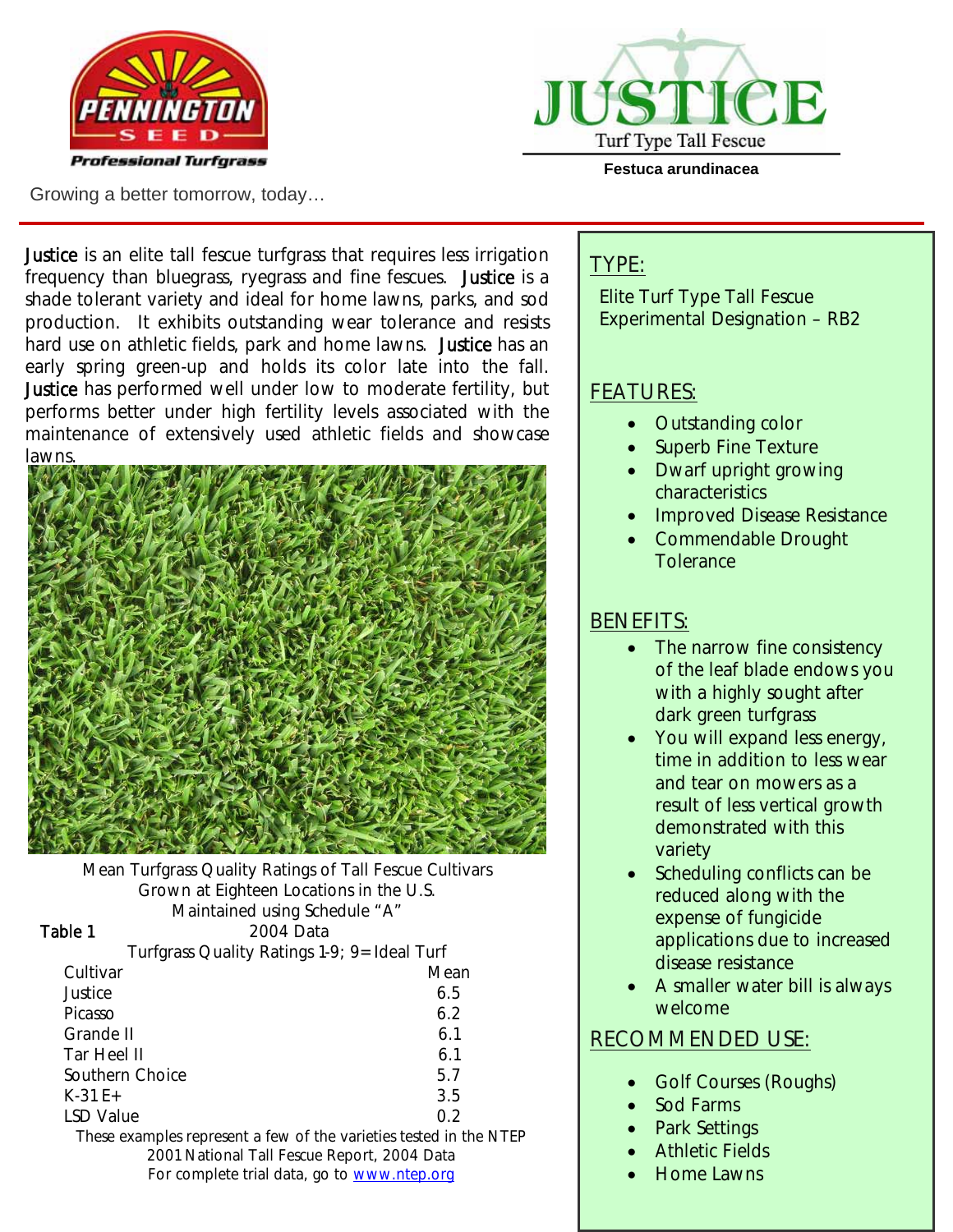Pennington Seed
Professional Turfgrass

Growing a better tomorrow, today…

# JUSTICE

Turf Type Tall Fescue

**Festuca arundinacea**

Justice is an elite tall fescue turfgrass that requires less irrigation frequency than bluegrass, ryegrass and fine fescues. Justice is a shade tolerant variety and ideal for home lawns, parks, and sod production. It exhibits outstanding wear tolerance and resists hard use on athletic fields, park and home lawns. Justice has an early spring green-up and holds its color late into the fall. Justice has performed well under low to moderate fertility, but performs better under high fertility levels associated with the maintenance of extensively used athletic fields and showcase lawns.

Mean Turfgrass Quality Ratings of Tall Fescue Cultivars
Grown at Eighteen Locations in the U.S.
Maintained using Schedule "A"

Table 1 — 2004 Data

Turfgrass Quality Ratings 1-9; 9= Ideal Turf

| Cultivar | Mean |
|---|---|
| Justice | 6.5 |
| Picasso | 6.2 |
| Grande II | 6.1 |
| Tar Heel II | 6.1 |
| Southern Choice | 5.7 |
| K-31 E+ | 3.5 |
| LSD Value | 0.2 |

These examples represent a few of the varieties tested in the NTEP 2001 National Tall Fescue Report, 2004 Data
For complete trial data, go to www.ntep.org

## TYPE:

Elite Turf Type Tall Fescue
Experimental Designation – RB2

## FEATURES:

- Outstanding color
- Superb Fine Texture
- Dwarf upright growing characteristics
- Improved Disease Resistance
- Commendable Drought Tolerance

## BENEFITS:

- The narrow fine consistency of the leaf blade endows you with a highly sought after dark green turfgrass
- You will expand less energy, time in addition to less wear and tear on mowers as a result of less vertical growth demonstrated with this variety
- Scheduling conflicts can be reduced along with the expense of fungicide applications due to increased disease resistance
- A smaller water bill is always welcome

## RECOMMENDED USE:

- Golf Courses (Roughs)
- Sod Farms
- Park Settings
- Athletic Fields
- Home Lawns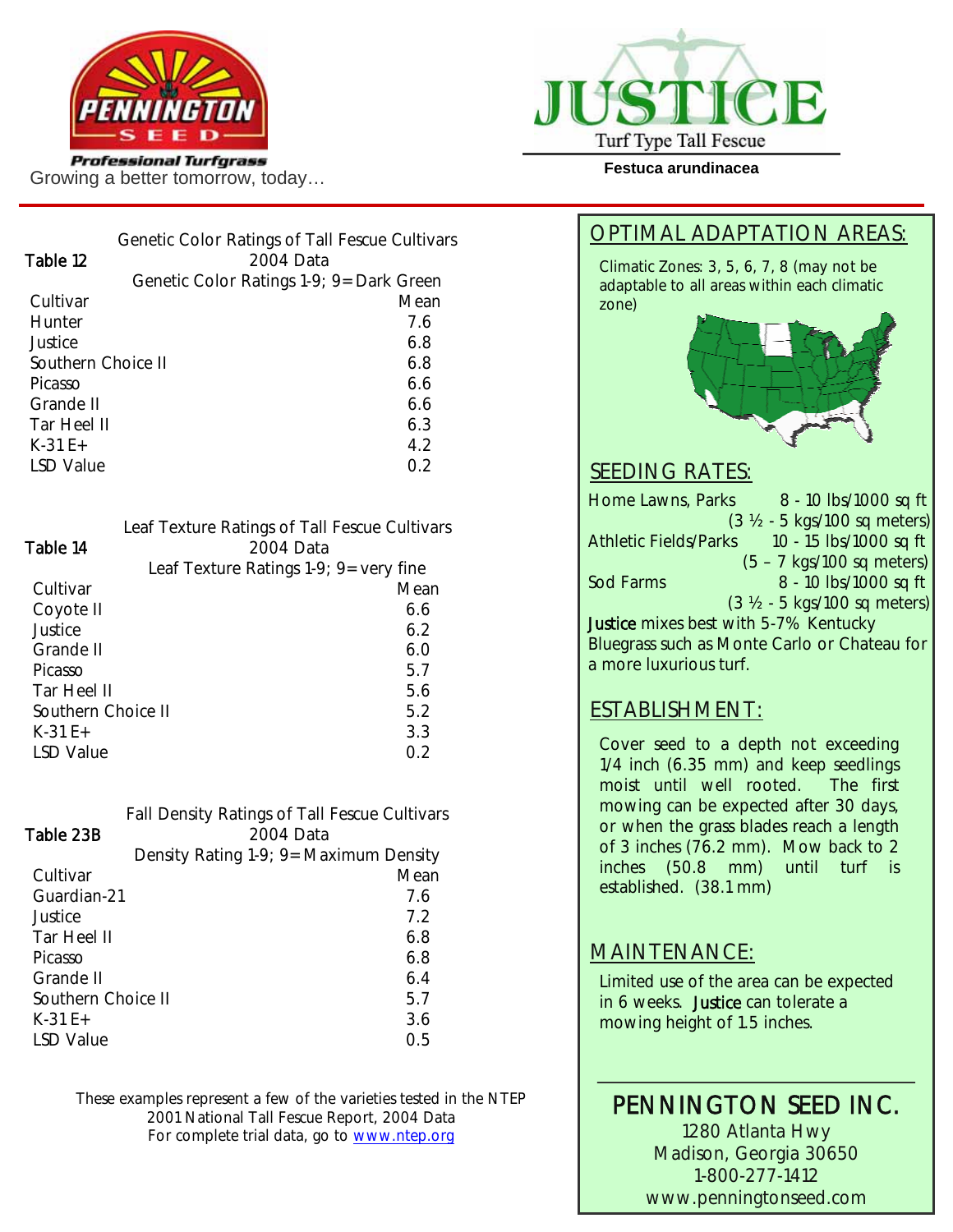**Professional Turfgrass**

Growing a better tomorrow, today…

# JUSTICE

Turf Type Tall Fescue

**Festuca arundinacea**

Table 12

Genetic Color Ratings of Tall Fescue Cultivars
2004 Data
Genetic Color Ratings 1-9; 9= Dark Green

| Cultivar | Mean |
|---|---|
| Hunter | 7.6 |
| Justice | 6.8 |
| Southern Choice II | 6.8 |
| Picasso | 6.6 |
| Grande II | 6.6 |
| Tar Heel II | 6.3 |
| K-31 E+ | 4.2 |
| LSD Value | 0.2 |

Table 14

Leaf Texture Ratings of Tall Fescue Cultivars
2004 Data
Leaf Texture Ratings 1-9; 9= very fine

| Cultivar | Mean |
|---|---|
| Coyote II | 6.6 |
| Justice | 6.2 |
| Grande II | 6.0 |
| Picasso | 5.7 |
| Tar Heel II | 5.6 |
| Southern Choice II | 5.2 |
| K-31 E+ | 3.3 |
| LSD Value | 0.2 |

Table 23B

Fall Density Ratings of Tall Fescue Cultivars
2004 Data
Density Rating 1-9; 9= Maximum Density

| Cultivar | Mean |
|---|---|
| Guardian-21 | 7.6 |
| Justice | 7.2 |
| Tar Heel II | 6.8 |
| Picasso | 6.8 |
| Grande II | 6.4 |
| Southern Choice II | 5.7 |
| K-31 E+ | 3.6 |
| LSD Value | 0.5 |

These examples represent a few of the varieties tested in the NTEP 2001 National Tall Fescue Report, 2004 Data
For complete trial data, go to www.ntep.org

## OPTIMAL ADAPTATION AREAS:

Climatic Zones: 3, 5, 6, 7, 8 (may not be adaptable to all areas within each climatic zone)

## SEEDING RATES:

| | |
|---|---|
| Home Lawns, Parks | 8 - 10 lbs/1000 sq ft (3 ½ - 5 kgs/100 sq meters) |
| Athletic Fields/Parks | 10 - 15 lbs/1000 sq ft (5 – 7 kgs/100 sq meters) |
| Sod Farms | 8 - 10 lbs/1000 sq ft (3 ½ - 5 kgs/100 sq meters) |

**Justice** mixes best with 5-7% Kentucky Bluegrass such as Monte Carlo or Chateau for a more luxurious turf.

## ESTABLISHMENT:

Cover seed to a depth not exceeding 1/4 inch (6.35 mm) and keep seedlings moist until well rooted. The first mowing can be expected after 30 days, or when the grass blades reach a length of 3 inches (76.2 mm). Mow back to 2 inches (50.8 mm) until turf is established. (38.1 mm)

## MAINTENANCE:

Limited use of the area can be expected in 6 weeks. **Justice** can tolerate a mowing height of 1.5 inches.

## PENNINGTON SEED INC.

1280 Atlanta Hwy
Madison, Georgia 30650
1-800-277-1412
www.penningtonseed.com